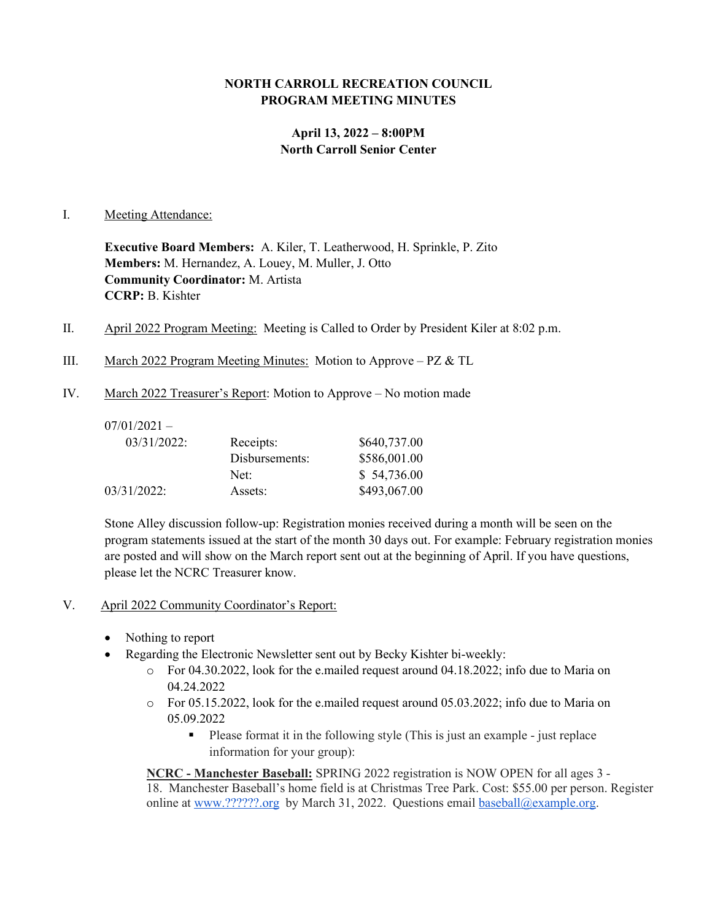**NORTH CARROLL RECREATION COUNCIL**
**PROGRAM MEETING MINUTES**

**April 13, 2022 – 8:00PM**
**North Carroll Senior Center**

I. Meeting Attendance:

**Executive Board Members:** A. Kiler, T. Leatherwood, H. Sprinkle, P. Zito
**Members:** M. Hernandez, A. Louey, M. Muller, J. Otto
**Community Coordinator:** M. Artista
**CCRP:** B. Kishter

II. April 2022 Program Meeting: Meeting is Called to Order by President Kiler at 8:02 p.m.

III. March 2022 Program Meeting Minutes: Motion to Approve – PZ & TL

IV. March 2022 Treasurer's Report: Motion to Approve – No motion made

| 07/01/2021 – 03/31/2022: | Receipts: | $640,737.00 |
|---|---|---|
| | Disbursements: | $586,001.00 |
| | Net: | $ 54,736.00 |
| 03/31/2022: | Assets: | $493,067.00 |

Stone Alley discussion follow-up: Registration monies received during a month will be seen on the program statements issued at the start of the month 30 days out. For example: February registration monies are posted and will show on the March report sent out at the beginning of April. If you have questions, please let the NCRC Treasurer know.

V. April 2022 Community Coordinator's Report:

- Nothing to report
- Regarding the Electronic Newsletter sent out by Becky Kishter bi-weekly:
  - For 04.30.2022, look for the e.mailed request around 04.18.2022; info due to Maria on 04.24.2022
  - For 05.15.2022, look for the e.mailed request around 05.03.2022; info due to Maria on 05.09.2022
    - Please format it in the following style (This is just an example - just replace information for your group):

**NCRC - Manchester Baseball:** SPRING 2022 registration is NOW OPEN for all ages 3 - 18. Manchester Baseball's home field is at Christmas Tree Park. Cost: $55.00 per person. Register online at www.??????.org by March 31, 2022. Questions email baseball@example.org.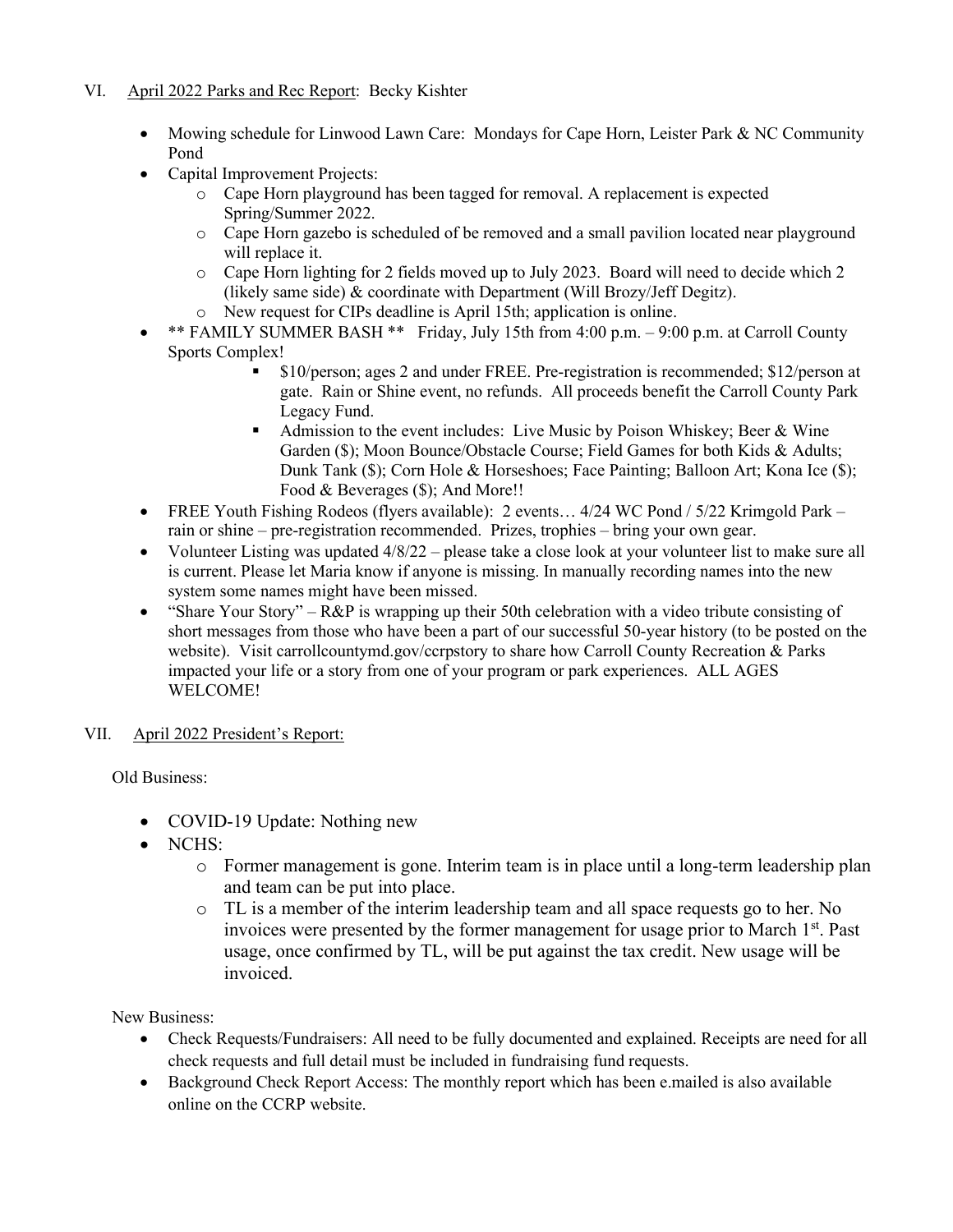## VI. April 2022 Parks and Rec Report: Becky Kishter

- Mowing schedule for Linwood Lawn Care: Mondays for Cape Horn, Leister Park & NC Community Pond
- Capital Improvement Projects:
  - Cape Horn playground has been tagged for removal. A replacement is expected Spring/Summer 2022.
  - Cape Horn gazebo is scheduled of be removed and a small pavilion located near playground will replace it.
  - Cape Horn lighting for 2 fields moved up to July 2023. Board will need to decide which 2 (likely same side) & coordinate with Department (Will Brozy/Jeff Degitz).
  - New request for CIPs deadline is April 15th; application is online.
- ** FAMILY SUMMER BASH ** Friday, July 15th from 4:00 p.m. – 9:00 p.m. at Carroll County Sports Complex!
  - $10/person; ages 2 and under FREE. Pre-registration is recommended; $12/person at gate. Rain or Shine event, no refunds. All proceeds benefit the Carroll County Park Legacy Fund.
  - Admission to the event includes: Live Music by Poison Whiskey; Beer & Wine Garden ($); Moon Bounce/Obstacle Course; Field Games for both Kids & Adults; Dunk Tank ($); Corn Hole & Horseshoes; Face Painting; Balloon Art; Kona Ice ($); Food & Beverages ($); And More!!
- FREE Youth Fishing Rodeos (flyers available): 2 events… 4/24 WC Pond / 5/22 Krimgold Park – rain or shine – pre-registration recommended. Prizes, trophies – bring your own gear.
- Volunteer Listing was updated 4/8/22 – please take a close look at your volunteer list to make sure all is current. Please let Maria know if anyone is missing. In manually recording names into the new system some names might have been missed.
- "Share Your Story" – R&P is wrapping up their 50th celebration with a video tribute consisting of short messages from those who have been a part of our successful 50-year history (to be posted on the website). Visit carrollcountymd.gov/ccrpstory to share how Carroll County Recreation & Parks impacted your life or a story from one of your program or park experiences. ALL AGES WELCOME!

## VII. April 2022 President's Report:

Old Business:

- COVID-19 Update: Nothing new
- NCHS:
  - Former management is gone. Interim team is in place until a long-term leadership plan and team can be put into place.
  - TL is a member of the interim leadership team and all space requests go to her. No invoices were presented by the former management for usage prior to March 1st. Past usage, once confirmed by TL, will be put against the tax credit. New usage will be invoiced.

New Business:

- Check Requests/Fundraisers: All need to be fully documented and explained. Receipts are need for all check requests and full detail must be included in fundraising fund requests.
- Background Check Report Access: The monthly report which has been e.mailed is also available online on the CCRP website.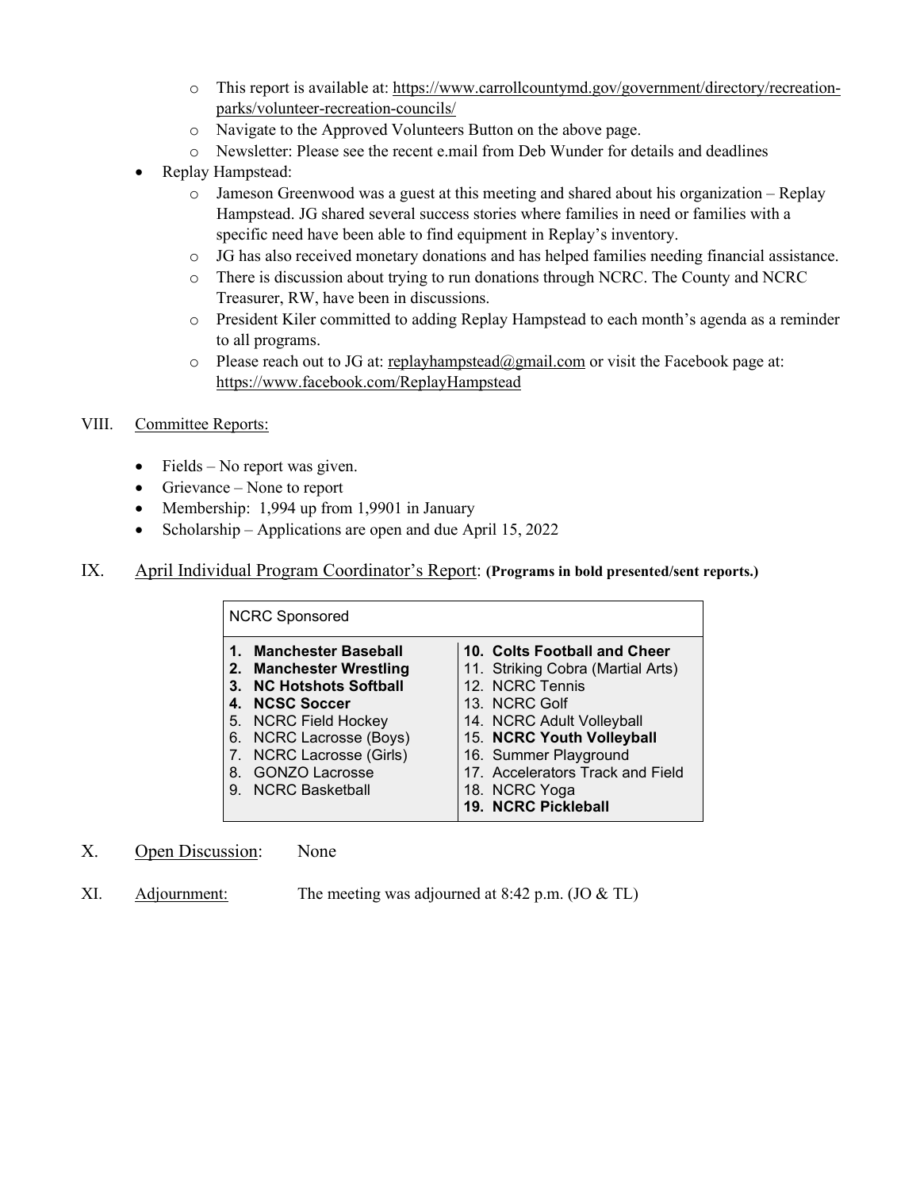- This report is available at: https://www.carrollcountymd.gov/government/directory/recreation-parks/volunteer-recreation-councils/
  - Navigate to the Approved Volunteers Button on the above page.
  - Newsletter: Please see the recent e.mail from Deb Wunder for details and deadlines
- Replay Hampstead:
  - Jameson Greenwood was a guest at this meeting and shared about his organization – Replay Hampstead. JG shared several success stories where families in need or families with a specific need have been able to find equipment in Replay's inventory.
  - JG has also received monetary donations and has helped families needing financial assistance.
  - There is discussion about trying to run donations through NCRC. The County and NCRC Treasurer, RW, have been in discussions.
  - President Kiler committed to adding Replay Hampstead to each month's agenda as a reminder to all programs.
  - Please reach out to JG at: replayhampstead@gmail.com or visit the Facebook page at: https://www.facebook.com/ReplayHampstead

VIII. Committee Reports:

- Fields – No report was given.
- Grievance – None to report
- Membership: 1,994 up from 1,9901 in January
- Scholarship – Applications are open and due April 15, 2022

IX. April Individual Program Coordinator's Report: **(Programs in bold presented/sent reports.)**

| NCRC Sponsored | |
|---|---|
| **1. Manchester Baseball** | **10. Colts Football and Cheer** |
| **2. Manchester Wrestling** | 11. Striking Cobra (Martial Arts) |
| **3. NC Hotshots Softball** | 12. NCRC Tennis |
| **4. NCSC Soccer** | 13. NCRC Golf |
| 5. NCRC Field Hockey | 14. NCRC Adult Volleyball |
| 6. NCRC Lacrosse (Boys) | 15. **NCRC Youth Volleyball** |
| 7. NCRC Lacrosse (Girls) | 16. Summer Playground |
| 8. GONZO Lacrosse | 17. Accelerators Track and Field |
| 9. NCRC Basketball | 18. NCRC Yoga |
| | **19. NCRC Pickleball** |

X. Open Discussion: None

XI. Adjournment: The meeting was adjourned at 8:42 p.m. (JO & TL)